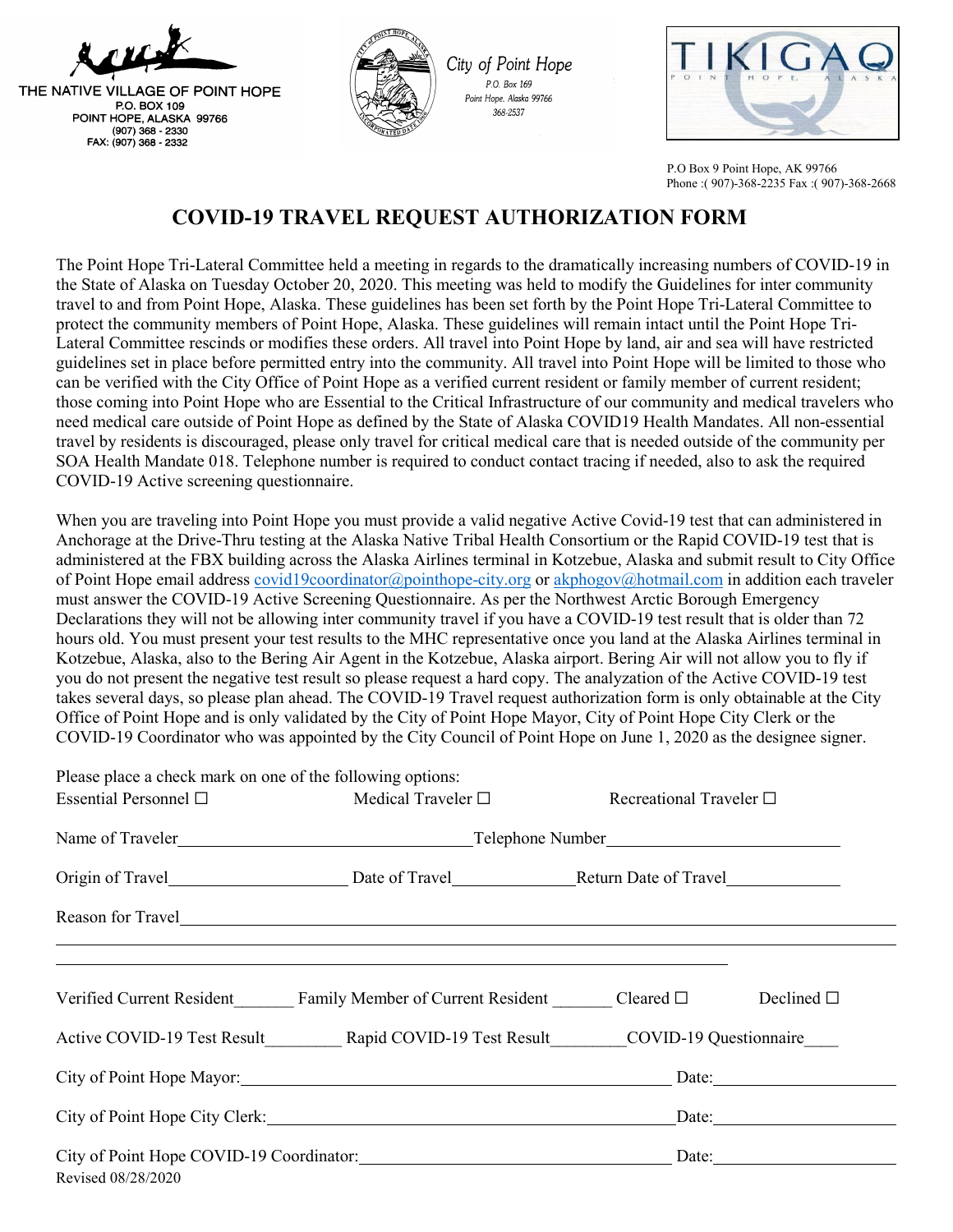THE NATIVE VILLAGE OF POINT HOPE
P.O. BOX 109
POINT HOPE, ALASKA 99766
(907) 368 - 2330
FAX: (907) 368 - 2332

*City of Point Hope*
*P.O. Box 169*
*Point Hope, Alaska 99766*
*368-2537*

TIKIGAQ
POINT HOPE, ALASKA

P.O Box 9 Point Hope, AK 99766
Phone :( 907)-368-2235 Fax :( 907)-368-2668

# COVID-19 TRAVEL REQUEST AUTHORIZATION FORM

The Point Hope Tri-Lateral Committee held a meeting in regards to the dramatically increasing numbers of COVID-19 in the State of Alaska on Tuesday October 20, 2020. This meeting was held to modify the Guidelines for inter community travel to and from Point Hope, Alaska. These guidelines has been set forth by the Point Hope Tri-Lateral Committee to protect the community members of Point Hope, Alaska. These guidelines will remain intact until the Point Hope Tri-Lateral Committee rescinds or modifies these orders. All travel into Point Hope by land, air and sea will have restricted guidelines set in place before permitted entry into the community. All travel into Point Hope will be limited to those who can be verified with the City Office of Point Hope as a verified current resident or family member of current resident; those coming into Point Hope who are Essential to the Critical Infrastructure of our community and medical travelers who need medical care outside of Point Hope as defined by the State of Alaska COVID19 Health Mandates. All non-essential travel by residents is discouraged, please only travel for critical medical care that is needed outside of the community per SOA Health Mandate 018. Telephone number is required to conduct contact tracing if needed, also to ask the required COVID-19 Active screening questionnaire.

When you are traveling into Point Hope you must provide a valid negative Active Covid-19 test that can administered in Anchorage at the Drive-Thru testing at the Alaska Native Tribal Health Consortium or the Rapid COVID-19 test that is administered at the FBX building across the Alaska Airlines terminal in Kotzebue, Alaska and submit result to City Office of Point Hope email address covid19coordinator@pointhope-city.org or akphogov@hotmail.com in addition each traveler must answer the COVID-19 Active Screening Questionnaire. As per the Northwest Arctic Borough Emergency Declarations they will not be allowing inter community travel if you have a COVID-19 test result that is older than 72 hours old. You must present your test results to the MHC representative once you land at the Alaska Airlines terminal in Kotzebue, Alaska, also to the Bering Air Agent in the Kotzebue, Alaska airport. Bering Air will not allow you to fly if you do not present the negative test result so please request a hard copy. The analyzation of the Active COVID-19 test takes several days, so please plan ahead. The COVID-19 Travel request authorization form is only obtainable at the City Office of Point Hope and is only validated by the City of Point Hope Mayor, City of Point Hope City Clerk or the COVID-19 Coordinator who was appointed by the City Council of Point Hope on June 1, 2020 as the designee signer.

Please place a check mark on one of the following options:

Essential Personnel ☐ Medical Traveler ☐ Recreational Traveler ☐

Name of Traveler________________________________ Telephone Number__________________________

Origin of Travel____________________ Date of Travel______________ Return Date of Travel_____________

Reason for Travel____________________________________________________________________________

______________________________________________________________________________________

Verified Current Resident_______ Family Member of Current Resident _______ Cleared ☐ Declined ☐

Active COVID-19 Test Result_________ Rapid COVID-19 Test Result_________ COVID-19 Questionnaire____

City of Point Hope Mayor:_____________________________________________ Date:____________________

City of Point Hope City Clerk:__________________________________________ Date:____________________

City of Point Hope COVID-19 Coordinator:_______________________________ Date:____________________

Revised 08/28/2020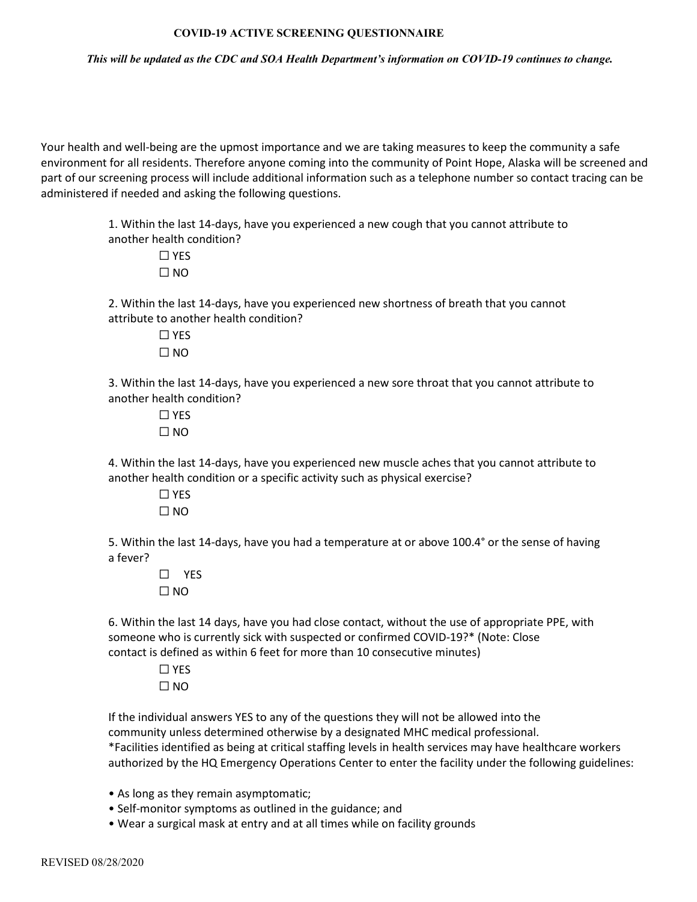# COVID-19 ACTIVE SCREENING QUESTIONNAIRE

***This will be updated as the CDC and SOA Health Department's information on COVID-19 continues to change.***

Your health and well-being are the upmost importance and we are taking measures to keep the community a safe environment for all residents. Therefore anyone coming into the community of Point Hope, Alaska will be screened and part of our screening process will include additional information such as a telephone number so contact tracing can be administered if needed and asking the following questions.

1. Within the last 14-days, have you experienced a new cough that you cannot attribute to another health condition?

   ☐ YES
   ☐ NO

2. Within the last 14-days, have you experienced new shortness of breath that you cannot attribute to another health condition?

   ☐ YES
   ☐ NO

3. Within the last 14-days, have you experienced a new sore throat that you cannot attribute to another health condition?

   ☐ YES
   ☐ NO

4. Within the last 14-days, have you experienced new muscle aches that you cannot attribute to another health condition or a specific activity such as physical exercise?

   ☐ YES
   ☐ NO

5. Within the last 14-days, have you had a temperature at or above 100.4° or the sense of having a fever?

   ☐ YES
   ☐ NO

6. Within the last 14 days, have you had close contact, without the use of appropriate PPE, with someone who is currently sick with suspected or confirmed COVID-19?* (Note: Close contact is defined as within 6 feet for more than 10 consecutive minutes)

   ☐ YES
   ☐ NO

If the individual answers YES to any of the questions they will not be allowed into the community unless determined otherwise by a designated MHC medical professional.
*Facilities identified as being at critical staffing levels in health services may have healthcare workers authorized by the HQ Emergency Operations Center to enter the facility under the following guidelines:

- As long as they remain asymptomatic;
- Self-monitor symptoms as outlined in the guidance; and
- Wear a surgical mask at entry and at all times while on facility grounds

REVISED 08/28/2020